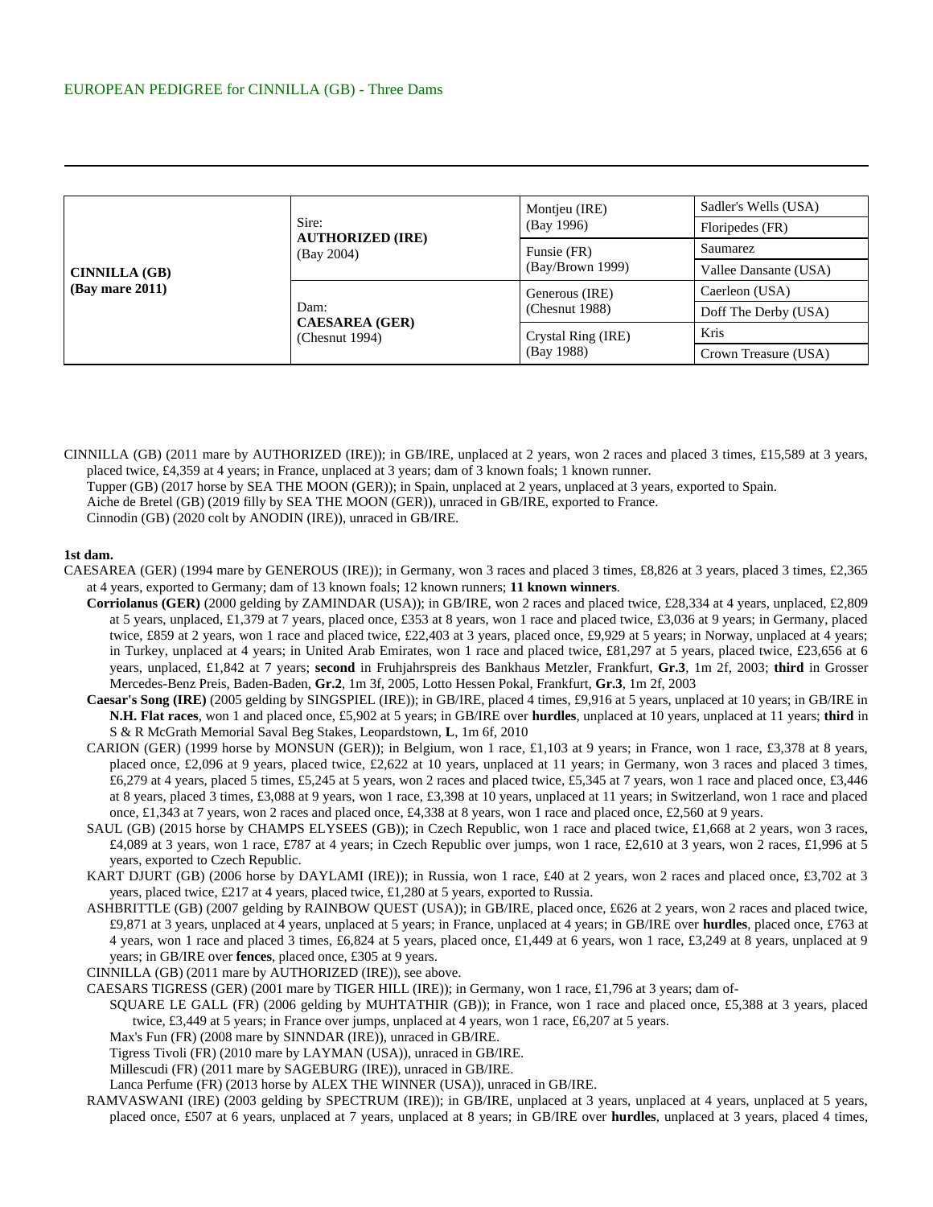EUROPEAN PEDIGREE for CINNILLA (GB) - Three Dams

| | | | |
|---|---|---|---|
| **CINNILLA (GB)**<br>**(Bay mare 2011)** | Sire:<br>**AUTHORIZED (IRE)**<br>(Bay 2004) | Montjeu (IRE)<br>(Bay 1996) | Sadler's Wells (USA) |
| | | | Floripedes (FR) |
| | | Funsie (FR)<br>(Bay/Brown 1999) | Saumarez |
| | | | Vallee Dansante (USA) |
| | Dam:<br>**CAESAREA (GER)**<br>(Chesnut 1994) | Generous (IRE)<br>(Chesnut 1988) | Caerleon (USA) |
| | | | Doff The Derby (USA) |
| | | Crystal Ring (IRE)<br>(Bay 1988) | Kris |
| | | | Crown Treasure (USA) |

CINNILLA (GB) (2011 mare by AUTHORIZED (IRE)); in GB/IRE, unplaced at 2 years, won 2 races and placed 3 times, £15,589 at 3 years, placed twice, £4,359 at 4 years; in France, unplaced at 3 years; dam of 3 known foals; 1 known runner.
Tupper (GB) (2017 horse by SEA THE MOON (GER)); in Spain, unplaced at 2 years, unplaced at 3 years, exported to Spain.
Aiche de Bretel (GB) (2019 filly by SEA THE MOON (GER)), unraced in GB/IRE, exported to France.
Cinnodin (GB) (2020 colt by ANODIN (IRE)), unraced in GB/IRE.

**1st dam.**

CAESAREA (GER) (1994 mare by GENEROUS (IRE)); in Germany, won 3 races and placed 3 times, £8,826 at 3 years, placed 3 times, £2,365 at 4 years, exported to Germany; dam of 13 known foals; 12 known runners; **11 known winners**.

**Corriolanus (GER)** (2000 gelding by ZAMINDAR (USA)); in GB/IRE, won 2 races and placed twice, £28,334 at 4 years, unplaced, £2,809 at 5 years, unplaced, £1,379 at 7 years, placed once, £353 at 8 years, won 1 race and placed twice, £3,036 at 9 years; in Germany, placed twice, £859 at 2 years, won 1 race and placed twice, £22,403 at 3 years, placed once, £9,929 at 5 years; in Norway, unplaced at 4 years; in Turkey, unplaced at 4 years; in United Arab Emirates, won 1 race and placed twice, £81,297 at 5 years, placed twice, £23,656 at 6 years, unplaced, £1,842 at 7 years; **second** in Fruhjahrspreis des Bankhaus Metzler, Frankfurt, **Gr.3**, 1m 2f, 2003; **third** in Grosser Mercedes-Benz Preis, Baden-Baden, **Gr.2**, 1m 3f, 2005, Lotto Hessen Pokal, Frankfurt, **Gr.3**, 1m 2f, 2003

**Caesar's Song (IRE)** (2005 gelding by SINGSPIEL (IRE)); in GB/IRE, placed 4 times, £9,916 at 5 years, unplaced at 10 years; in GB/IRE in **N.H. Flat races**, won 1 and placed once, £5,902 at 5 years; in GB/IRE over **hurdles**, unplaced at 10 years, unplaced at 11 years; **third** in S & R McGrath Memorial Saval Beg Stakes, Leopardstown, **L**, 1m 6f, 2010

CARION (GER) (1999 horse by MONSUN (GER)); in Belgium, won 1 race, £1,103 at 9 years; in France, won 1 race, £3,378 at 8 years, placed once, £2,096 at 9 years, placed twice, £2,622 at 10 years, unplaced at 11 years; in Germany, won 3 races and placed 3 times, £6,279 at 4 years, placed 5 times, £5,245 at 5 years, won 2 races and placed twice, £5,345 at 7 years, won 1 race and placed once, £3,446 at 8 years, placed 3 times, £3,088 at 9 years, won 1 race, £3,398 at 10 years, unplaced at 11 years; in Switzerland, won 1 race and placed once, £1,343 at 7 years, won 2 races and placed once, £4,338 at 8 years, won 1 race and placed once, £2,560 at 9 years.

SAUL (GB) (2015 horse by CHAMPS ELYSEES (GB)); in Czech Republic, won 1 race and placed twice, £1,668 at 2 years, won 3 races, £4,089 at 3 years, won 1 race, £787 at 4 years; in Czech Republic over jumps, won 1 race, £2,610 at 3 years, won 2 races, £1,996 at 5 years, exported to Czech Republic.

KART DJURT (GB) (2006 horse by DAYLAMI (IRE)); in Russia, won 1 race, £40 at 2 years, won 2 races and placed once, £3,702 at 3 years, placed twice, £217 at 4 years, placed twice, £1,280 at 5 years, exported to Russia.

ASHBRITTLE (GB) (2007 gelding by RAINBOW QUEST (USA)); in GB/IRE, placed once, £626 at 2 years, won 2 races and placed twice, £9,871 at 3 years, unplaced at 4 years, unplaced at 5 years; in France, unplaced at 4 years; in GB/IRE over **hurdles**, placed once, £763 at 4 years, won 1 race and placed 3 times, £6,824 at 5 years, placed once, £1,449 at 6 years, won 1 race, £3,249 at 8 years, unplaced at 9 years; in GB/IRE over **fences**, placed once, £305 at 9 years.

CINNILLA (GB) (2011 mare by AUTHORIZED (IRE)), see above.

CAESARS TIGRESS (GER) (2001 mare by TIGER HILL (IRE)); in Germany, won 1 race, £1,796 at 3 years; dam of-

SQUARE LE GALL (FR) (2006 gelding by MUHTATHIR (GB)); in France, won 1 race and placed once, £5,388 at 3 years, placed twice, £3,449 at 5 years; in France over jumps, unplaced at 4 years, won 1 race, £6,207 at 5 years.
Max's Fun (FR) (2008 mare by SINNDAR (IRE)), unraced in GB/IRE.
Tigress Tivoli (FR) (2010 mare by LAYMAN (USA)), unraced in GB/IRE.
Millescudi (FR) (2011 mare by SAGEBURG (IRE)), unraced in GB/IRE.
Lanca Perfume (FR) (2013 horse by ALEX THE WINNER (USA)), unraced in GB/IRE.

RAMVASWANI (IRE) (2003 gelding by SPECTRUM (IRE)); in GB/IRE, unplaced at 3 years, unplaced at 4 years, unplaced at 5 years, placed once, £507 at 6 years, unplaced at 7 years, unplaced at 8 years; in GB/IRE over **hurdles**, unplaced at 3 years, placed 4 times,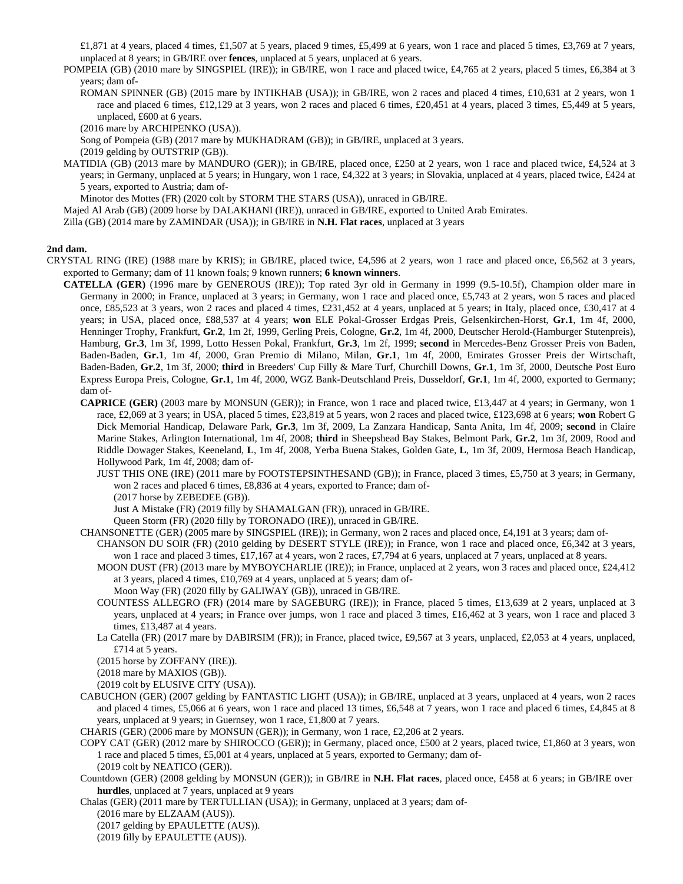£1,871 at 4 years, placed 4 times, £1,507 at 5 years, placed 9 times, £5,499 at 6 years, won 1 race and placed 5 times, £3,769 at 7 years, unplaced at 8 years; in GB/IRE over **fences**, unplaced at 5 years, unplaced at 6 years.

POMPEIA (GB) (2010 mare by SINGSPIEL (IRE)); in GB/IRE, won 1 race and placed twice, £4,765 at 2 years, placed 5 times, £6,384 at 3 years; dam of-

ROMAN SPINNER (GB) (2015 mare by INTIKHAB (USA)); in GB/IRE, won 2 races and placed 4 times, £10,631 at 2 years, won 1 race and placed 6 times, £12,129 at 3 years, won 2 races and placed 6 times, £20,451 at 4 years, placed 3 times, £5,449 at 5 years, unplaced, £600 at 6 years.

(2016 mare by ARCHIPENKO (USA)).

Song of Pompeia (GB) (2017 mare by MUKHADRAM (GB)); in GB/IRE, unplaced at 3 years.

(2019 gelding by OUTSTRIP (GB)).

MATIDIA (GB) (2013 mare by MANDURO (GER)); in GB/IRE, placed once, £250 at 2 years, won 1 race and placed twice, £4,524 at 3 years; in Germany, unplaced at 5 years; in Hungary, won 1 race, £4,322 at 3 years; in Slovakia, unplaced at 4 years, placed twice, £424 at 5 years, exported to Austria; dam of-

Minotor des Mottes (FR) (2020 colt by STORM THE STARS (USA)), unraced in GB/IRE.

Majed Al Arab (GB) (2009 horse by DALAKHANI (IRE)), unraced in GB/IRE, exported to United Arab Emirates.

Zilla (GB) (2014 mare by ZAMINDAR (USA)); in GB/IRE in **N.H. Flat races**, unplaced at 3 years

**2nd dam.**

CRYSTAL RING (IRE) (1988 mare by KRIS); in GB/IRE, placed twice, £4,596 at 2 years, won 1 race and placed once, £6,562 at 3 years, exported to Germany; dam of 11 known foals; 9 known runners; **6 known winners**.

**CATELLA (GER)** (1996 mare by GENEROUS (IRE)); Top rated 3yr old in Germany in 1999 (9.5-10.5f), Champion older mare in Germany in 2000; in France, unplaced at 3 years; in Germany, won 1 race and placed once, £5,743 at 2 years, won 5 races and placed once, £85,523 at 3 years, won 2 races and placed 4 times, £231,452 at 4 years, unplaced at 5 years; in Italy, placed once, £30,417 at 4 years; in USA, placed once, £88,537 at 4 years; **won** ELE Pokal-Grosser Erdgas Preis, Gelsenkirchen-Horst, **Gr.1**, 1m 4f, 2000, Henninger Trophy, Frankfurt, **Gr.2**, 1m 2f, 1999, Gerling Preis, Cologne, **Gr.2**, 1m 4f, 2000, Deutscher Herold-(Hamburger Stutenpreis), Hamburg, **Gr.3**, 1m 3f, 1999, Lotto Hessen Pokal, Frankfurt, **Gr.3**, 1m 2f, 1999; **second** in Mercedes-Benz Grosser Preis von Baden, Baden-Baden, **Gr.1**, 1m 4f, 2000, Gran Premio di Milano, Milan, **Gr.1**, 1m 4f, 2000, Emirates Grosser Preis der Wirtschaft, Baden-Baden, **Gr.2**, 1m 3f, 2000; **third** in Breeders' Cup Filly & Mare Turf, Churchill Downs, **Gr.1**, 1m 3f, 2000, Deutsche Post Euro Express Europa Preis, Cologne, **Gr.1**, 1m 4f, 2000, WGZ Bank-Deutschland Preis, Dusseldorf, **Gr.1**, 1m 4f, 2000, exported to Germany; dam of-

**CAPRICE (GER)** (2003 mare by MONSUN (GER)); in France, won 1 race and placed twice, £13,447 at 4 years; in Germany, won 1 race, £2,069 at 3 years; in USA, placed 5 times, £23,819 at 5 years, won 2 races and placed twice, £123,698 at 6 years; **won** Robert G Dick Memorial Handicap, Delaware Park, **Gr.3**, 1m 3f, 2009, La Zanzara Handicap, Santa Anita, 1m 4f, 2009; **second** in Claire Marine Stakes, Arlington International, 1m 4f, 2008; **third** in Sheepshead Bay Stakes, Belmont Park, **Gr.2**, 1m 3f, 2009, Rood and Riddle Dowager Stakes, Keeneland, **L**, 1m 4f, 2008, Yerba Buena Stakes, Golden Gate, **L**, 1m 3f, 2009, Hermosa Beach Handicap, Hollywood Park, 1m 4f, 2008; dam of-

JUST THIS ONE (IRE) (2011 mare by FOOTSTEPSINTHESAND (GB)); in France, placed 3 times, £5,750 at 3 years; in Germany, won 2 races and placed 6 times, £8,836 at 4 years, exported to France; dam of-

(2017 horse by ZEBEDEE (GB)).

Just A Mistake (FR) (2019 filly by SHAMALGAN (FR)), unraced in GB/IRE.

Queen Storm (FR) (2020 filly by TORONADO (IRE)), unraced in GB/IRE.

CHANSONETTE (GER) (2005 mare by SINGSPIEL (IRE)); in Germany, won 2 races and placed once, £4,191 at 3 years; dam of-

CHANSON DU SOIR (FR) (2010 gelding by DESERT STYLE (IRE)); in France, won 1 race and placed once, £6,342 at 3 years, won 1 race and placed 3 times, £17,167 at 4 years, won 2 races, £7,794 at 6 years, unplaced at 7 years, unplaced at 8 years.

MOON DUST (FR) (2013 mare by MYBOYCHARLIE (IRE)); in France, unplaced at 2 years, won 3 races and placed once, £24,412 at 3 years, placed 4 times, £10,769 at 4 years, unplaced at 5 years; dam of-

Moon Way (FR) (2020 filly by GALIWAY (GB)), unraced in GB/IRE.

COUNTESS ALLEGRO (FR) (2014 mare by SAGEBURG (IRE)); in France, placed 5 times, £13,639 at 2 years, unplaced at 3 years, unplaced at 4 years; in France over jumps, won 1 race and placed 3 times, £16,462 at 3 years, won 1 race and placed 3 times, £13,487 at 4 years.

La Catella (FR) (2017 mare by DABIRSIM (FR)); in France, placed twice, £9,567 at 3 years, unplaced, £2,053 at 4 years, unplaced, £714 at 5 years.

(2015 horse by ZOFFANY (IRE)).

(2018 mare by MAXIOS (GB)).

(2019 colt by ELUSIVE CITY (USA)).

CABUCHON (GER) (2007 gelding by FANTASTIC LIGHT (USA)); in GB/IRE, unplaced at 3 years, unplaced at 4 years, won 2 races and placed 4 times, £5,066 at 6 years, won 1 race and placed 13 times, £6,548 at 7 years, won 1 race and placed 6 times, £4,845 at 8 years, unplaced at 9 years; in Guernsey, won 1 race, £1,800 at 7 years.

CHARIS (GER) (2006 mare by MONSUN (GER)); in Germany, won 1 race, £2,206 at 2 years.

COPY CAT (GER) (2012 mare by SHIROCCO (GER)); in Germany, placed once, £500 at 2 years, placed twice, £1,860 at 3 years, won 1 race and placed 5 times, £5,001 at 4 years, unplaced at 5 years, exported to Germany; dam of-

(2019 colt by NEATICO (GER)).

Countdown (GER) (2008 gelding by MONSUN (GER)); in GB/IRE in **N.H. Flat races**, placed once, £458 at 6 years; in GB/IRE over **hurdles**, unplaced at 7 years, unplaced at 9 years

Chalas (GER) (2011 mare by TERTULLIAN (USA)); in Germany, unplaced at 3 years; dam of-

(2016 mare by ELZAAM (AUS)).

(2017 gelding by EPAULETTE (AUS)).

(2019 filly by EPAULETTE (AUS)).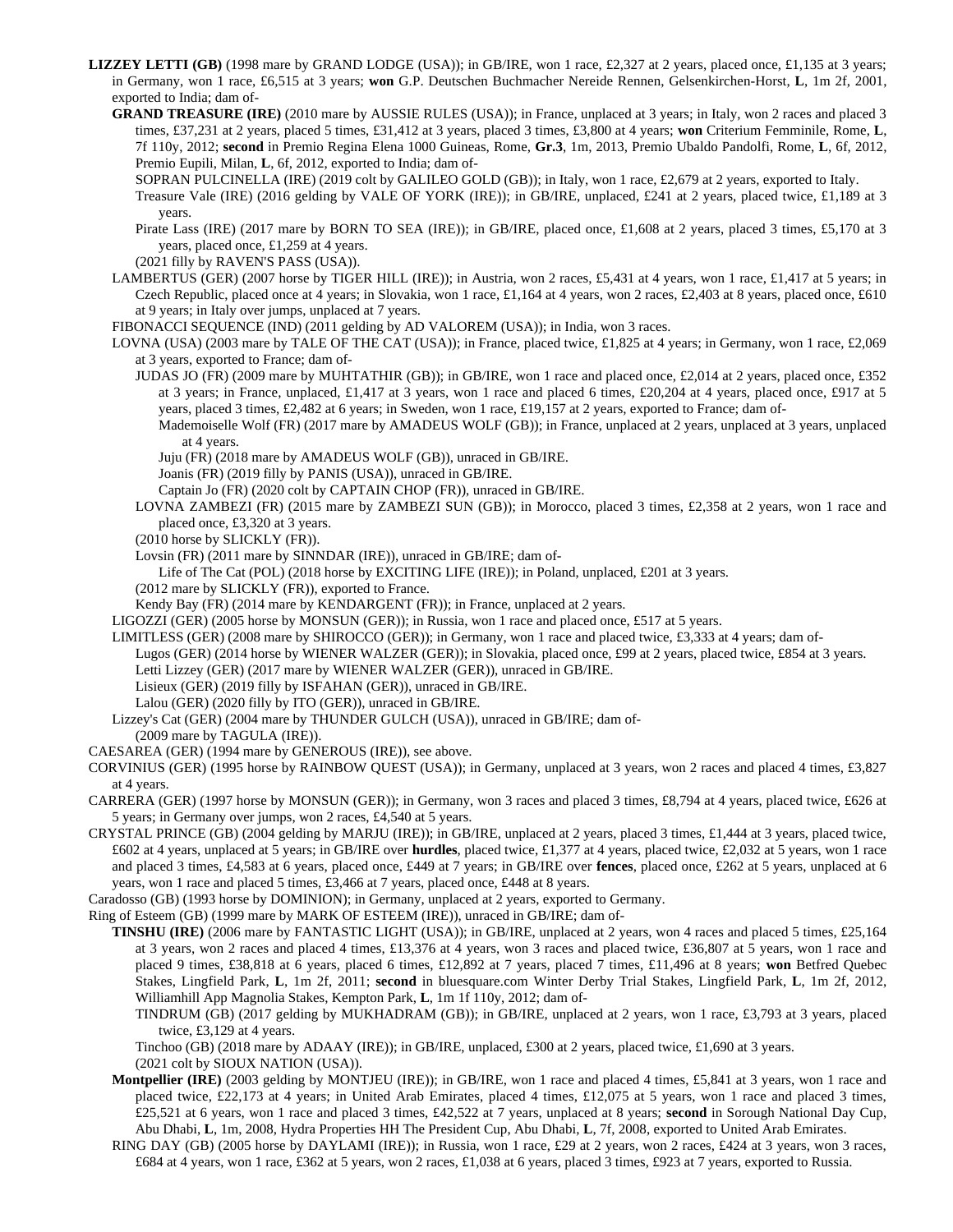**LIZZEY LETTI (GB)** (1998 mare by GRAND LODGE (USA)); in GB/IRE, won 1 race, £2,327 at 2 years, placed once, £1,135 at 3 years; in Germany, won 1 race, £6,515 at 3 years; **won** G.P. Deutschen Buchmacher Nereide Rennen, Gelsenkirchen-Horst, **L**, 1m 2f, 2001, exported to India; dam of-

**GRAND TREASURE (IRE)** (2010 mare by AUSSIE RULES (USA)); in France, unplaced at 3 years; in Italy, won 2 races and placed 3 times, £37,231 at 2 years, placed 5 times, £31,412 at 3 years, placed 3 times, £3,800 at 4 years; **won** Criterium Femminile, Rome, **L**, 7f 110y, 2012; **second** in Premio Regina Elena 1000 Guineas, Rome, **Gr.3**, 1m, 2013, Premio Ubaldo Pandolfi, Rome, **L**, 6f, 2012, Premio Eupili, Milan, **L**, 6f, 2012, exported to India; dam of-

SOPRAN PULCINELLA (IRE) (2019 colt by GALILEO GOLD (GB)); in Italy, won 1 race, £2,679 at 2 years, exported to Italy.

Treasure Vale (IRE) (2016 gelding by VALE OF YORK (IRE)); in GB/IRE, unplaced, £241 at 2 years, placed twice, £1,189 at 3 years.

Pirate Lass (IRE) (2017 mare by BORN TO SEA (IRE)); in GB/IRE, placed once, £1,608 at 2 years, placed 3 times, £5,170 at 3 years, placed once, £1,259 at 4 years.

(2021 filly by RAVEN'S PASS (USA)).

LAMBERTUS (GER) (2007 horse by TIGER HILL (IRE)); in Austria, won 2 races, £5,431 at 4 years, won 1 race, £1,417 at 5 years; in Czech Republic, placed once at 4 years; in Slovakia, won 1 race, £1,164 at 4 years, won 2 races, £2,403 at 8 years, placed once, £610 at 9 years; in Italy over jumps, unplaced at 7 years.

FIBONACCI SEQUENCE (IND) (2011 gelding by AD VALOREM (USA)); in India, won 3 races.

LOVNA (USA) (2003 mare by TALE OF THE CAT (USA)); in France, placed twice, £1,825 at 4 years; in Germany, won 1 race, £2,069 at 3 years, exported to France; dam of-

JUDAS JO (FR) (2009 mare by MUHTATHIR (GB)); in GB/IRE, won 1 race and placed once, £2,014 at 2 years, placed once, £352 at 3 years; in France, unplaced, £1,417 at 3 years, won 1 race and placed 6 times, £20,204 at 4 years, placed once, £917 at 5 years, placed 3 times, £2,482 at 6 years; in Sweden, won 1 race, £19,157 at 2 years, exported to France; dam of-

Mademoiselle Wolf (FR) (2017 mare by AMADEUS WOLF (GB)); in France, unplaced at 2 years, unplaced at 3 years, unplaced at 4 years.

Juju (FR) (2018 mare by AMADEUS WOLF (GB)), unraced in GB/IRE.

Joanis (FR) (2019 filly by PANIS (USA)), unraced in GB/IRE.

Captain Jo (FR) (2020 colt by CAPTAIN CHOP (FR)), unraced in GB/IRE.

LOVNA ZAMBEZI (FR) (2015 mare by ZAMBEZI SUN (GB)); in Morocco, placed 3 times, £2,358 at 2 years, won 1 race and placed once, £3,320 at 3 years.

(2010 horse by SLICKLY (FR)).

Lovsin (FR) (2011 mare by SINNDAR (IRE)), unraced in GB/IRE; dam of-

Life of The Cat (POL) (2018 horse by EXCITING LIFE (IRE)); in Poland, unplaced, £201 at 3 years.

(2012 mare by SLICKLY (FR)), exported to France.

Kendy Bay (FR) (2014 mare by KENDARGENT (FR)); in France, unplaced at 2 years.

LIGOZZI (GER) (2005 horse by MONSUN (GER)); in Russia, won 1 race and placed once, £517 at 5 years.

LIMITLESS (GER) (2008 mare by SHIROCCO (GER)); in Germany, won 1 race and placed twice, £3,333 at 4 years; dam of-

Lugos (GER) (2014 horse by WIENER WALZER (GER)); in Slovakia, placed once, £99 at 2 years, placed twice, £854 at 3 years.

Letti Lizzey (GER) (2017 mare by WIENER WALZER (GER)), unraced in GB/IRE.

Lisieux (GER) (2019 filly by ISFAHAN (GER)), unraced in GB/IRE.

Lalou (GER) (2020 filly by ITO (GER)), unraced in GB/IRE.

Lizzey's Cat (GER) (2004 mare by THUNDER GULCH (USA)), unraced in GB/IRE; dam of-

(2009 mare by TAGULA (IRE)).

CAESAREA (GER) (1994 mare by GENEROUS (IRE)), see above.

CORVINIUS (GER) (1995 horse by RAINBOW QUEST (USA)); in Germany, unplaced at 3 years, won 2 races and placed 4 times, £3,827 at 4 years.

CARRERA (GER) (1997 horse by MONSUN (GER)); in Germany, won 3 races and placed 3 times, £8,794 at 4 years, placed twice, £626 at 5 years; in Germany over jumps, won 2 races, £4,540 at 5 years.

CRYSTAL PRINCE (GB) (2004 gelding by MARJU (IRE)); in GB/IRE, unplaced at 2 years, placed 3 times, £1,444 at 3 years, placed twice, £602 at 4 years, unplaced at 5 years; in GB/IRE over **hurdles**, placed twice, £1,377 at 4 years, placed twice, £2,032 at 5 years, won 1 race and placed 3 times, £4,583 at 6 years, placed once, £449 at 7 years; in GB/IRE over **fences**, placed once, £262 at 5 years, unplaced at 6 years, won 1 race and placed 5 times, £3,466 at 7 years, placed once, £448 at 8 years.

Caradosso (GB) (1993 horse by DOMINION); in Germany, unplaced at 2 years, exported to Germany.

Ring of Esteem (GB) (1999 mare by MARK OF ESTEEM (IRE)), unraced in GB/IRE; dam of-

**TINSHU (IRE)** (2006 mare by FANTASTIC LIGHT (USA)); in GB/IRE, unplaced at 2 years, won 4 races and placed 5 times, £25,164 at 3 years, won 2 races and placed 4 times, £13,376 at 4 years, won 3 races and placed twice, £36,807 at 5 years, won 1 race and placed 9 times, £38,818 at 6 years, placed 6 times, £12,892 at 7 years, placed 7 times, £11,496 at 8 years; **won** Betfred Quebec Stakes, Lingfield Park, **L**, 1m 2f, 2011; **second** in bluesquare.com Winter Derby Trial Stakes, Lingfield Park, **L**, 1m 2f, 2012, Williamhill App Magnolia Stakes, Kempton Park, **L**, 1m 1f 110y, 2012; dam of-

TINDRUM (GB) (2017 gelding by MUKHADRAM (GB)); in GB/IRE, unplaced at 2 years, won 1 race, £3,793 at 3 years, placed twice, £3,129 at 4 years.

Tinchoo (GB) (2018 mare by ADAAY (IRE)); in GB/IRE, unplaced, £300 at 2 years, placed twice, £1,690 at 3 years.

(2021 colt by SIOUX NATION (USA)).

**Montpellier (IRE)** (2003 gelding by MONTJEU (IRE)); in GB/IRE, won 1 race and placed 4 times, £5,841 at 3 years, won 1 race and placed twice, £22,173 at 4 years; in United Arab Emirates, placed 4 times, £12,075 at 5 years, won 1 race and placed 3 times, £25,521 at 6 years, won 1 race and placed 3 times, £42,522 at 7 years, unplaced at 8 years; **second** in Sorough National Day Cup, Abu Dhabi, **L**, 1m, 2008, Hydra Properties HH The President Cup, Abu Dhabi, **L**, 7f, 2008, exported to United Arab Emirates.

RING DAY (GB) (2005 horse by DAYLAMI (IRE)); in Russia, won 1 race, £29 at 2 years, won 2 races, £424 at 3 years, won 3 races, £684 at 4 years, won 1 race, £362 at 5 years, won 2 races, £1,038 at 6 years, placed 3 times, £923 at 7 years, exported to Russia.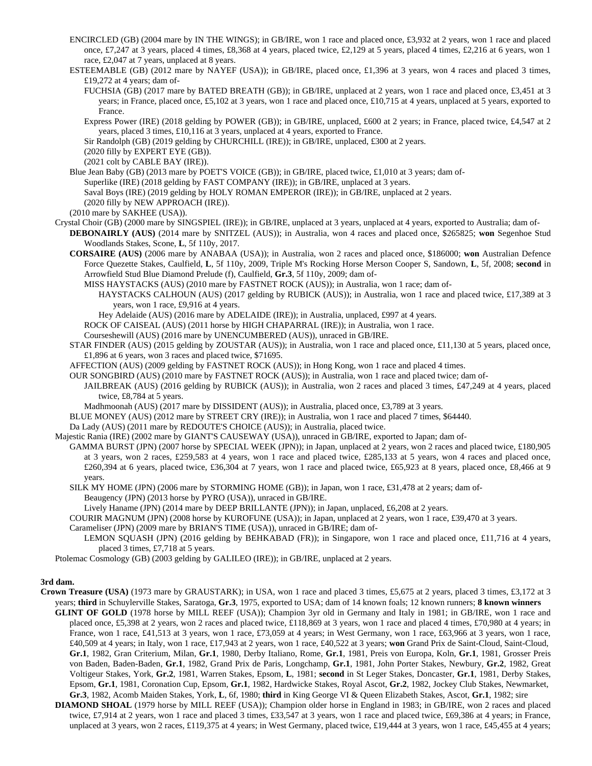ENCIRCLED (GB) (2004 mare by IN THE WINGS); in GB/IRE, won 1 race and placed once, £3,932 at 2 years, won 1 race and placed once, £7,247 at 3 years, placed 4 times, £8,368 at 4 years, placed twice, £2,129 at 5 years, placed 4 times, £2,216 at 6 years, won 1 race, £2,047 at 7 years, unplaced at 8 years.

ESTEEMABLE (GB) (2012 mare by NAYEF (USA)); in GB/IRE, placed once, £1,396 at 3 years, won 4 races and placed 3 times, £19,272 at 4 years; dam of-

FUCHSIA (GB) (2017 mare by BATED BREATH (GB)); in GB/IRE, unplaced at 2 years, won 1 race and placed once, £3,451 at 3 years; in France, placed once, £5,102 at 3 years, won 1 race and placed once, £10,715 at 4 years, unplaced at 5 years, exported to France.

Express Power (IRE) (2018 gelding by POWER (GB)); in GB/IRE, unplaced, £600 at 2 years; in France, placed twice, £4,547 at 2 years, placed 3 times, £10,116 at 3 years, unplaced at 4 years, exported to France.

Sir Randolph (GB) (2019 gelding by CHURCHILL (IRE)); in GB/IRE, unplaced, £300 at 2 years.

(2020 filly by EXPERT EYE (GB)).

(2021 colt by CABLE BAY (IRE)).

Blue Jean Baby (GB) (2013 mare by POET'S VOICE (GB)); in GB/IRE, placed twice, £1,010 at 3 years; dam of-

Superlike (IRE) (2018 gelding by FAST COMPANY (IRE)); in GB/IRE, unplaced at 3 years.

Saval Boys (IRE) (2019 gelding by HOLY ROMAN EMPEROR (IRE)); in GB/IRE, unplaced at 2 years.

(2020 filly by NEW APPROACH (IRE)).

(2010 mare by SAKHEE (USA)).

Crystal Choir (GB) (2000 mare by SINGSPIEL (IRE)); in GB/IRE, unplaced at 3 years, unplaced at 4 years, exported to Australia; dam of-

**DEBONAIRLY (AUS)** (2014 mare by SNITZEL (AUS)); in Australia, won 4 races and placed once, $265825; **won** Segenhoe Stud Woodlands Stakes, Scone, **L**, 5f 110y, 2017.

**CORSAIRE (AUS)** (2006 mare by ANABAA (USA)); in Australia, won 2 races and placed once, $186000; **won** Australian Defence Force Quezette Stakes, Caulfield, **L**, 5f 110y, 2009, Triple M's Rocking Horse Merson Cooper S, Sandown, **L**, 5f, 2008; **second** in Arrowfield Stud Blue Diamond Prelude (f), Caulfield, **Gr.3**, 5f 110y, 2009; dam of-

MISS HAYSTACKS (AUS) (2010 mare by FASTNET ROCK (AUS)); in Australia, won 1 race; dam of-

HAYSTACKS CALHOUN (AUS) (2017 gelding by RUBICK (AUS)); in Australia, won 1 race and placed twice, £17,389 at 3 years, won 1 race, £9,916 at 4 years.

Hey Adelaide (AUS) (2016 mare by ADELAIDE (IRE)); in Australia, unplaced, £997 at 4 years.

ROCK OF CAISEAL (AUS) (2011 horse by HIGH CHAPARRAL (IRE)); in Australia, won 1 race.

Courseshewill (AUS) (2016 mare by UNENCUMBERED (AUS)), unraced in GB/IRE.

STAR FINDER (AUS) (2015 gelding by ZOUSTAR (AUS)); in Australia, won 1 race and placed once, £11,130 at 5 years, placed once, £1,896 at 6 years, won 3 races and placed twice, $71695.

AFFECTION (AUS) (2009 gelding by FASTNET ROCK (AUS)); in Hong Kong, won 1 race and placed 4 times.

OUR SONGBIRD (AUS) (2010 mare by FASTNET ROCK (AUS)); in Australia, won 1 race and placed twice; dam of-

JAILBREAK (AUS) (2016 gelding by RUBICK (AUS)); in Australia, won 2 races and placed 3 times, £47,249 at 4 years, placed twice, £8,784 at 5 years.

Madhmoonah (AUS) (2017 mare by DISSIDENT (AUS)); in Australia, placed once, £3,789 at 3 years.

BLUE MONEY (AUS) (2012 mare by STREET CRY (IRE)); in Australia, won 1 race and placed 7 times, $64440.

Da Lady (AUS) (2011 mare by REDOUTE'S CHOICE (AUS)); in Australia, placed twice.

Majestic Rania (IRE) (2002 mare by GIANT'S CAUSEWAY (USA)), unraced in GB/IRE, exported to Japan; dam of-

GAMMA BURST (JPN) (2007 horse by SPECIAL WEEK (JPN)); in Japan, unplaced at 2 years, won 2 races and placed twice, £180,905 at 3 years, won 2 races, £259,583 at 4 years, won 1 race and placed twice, £285,133 at 5 years, won 4 races and placed once, £260,394 at 6 years, placed twice, £36,304 at 7 years, won 1 race and placed twice, £65,923 at 8 years, placed once, £8,466 at 9 years.

SILK MY HOME (JPN) (2006 mare by STORMING HOME (GB)); in Japan, won 1 race, £31,478 at 2 years; dam of-

Beaugency (JPN) (2013 horse by PYRO (USA)), unraced in GB/IRE.

Lively Haname (JPN) (2014 mare by DEEP BRILLANTE (JPN)); in Japan, unplaced, £6,208 at 2 years.

COURIR MAGNUM (JPN) (2008 horse by KUROFUNE (USA)); in Japan, unplaced at 2 years, won 1 race, £39,470 at 3 years.

Carameliser (JPN) (2009 mare by BRIAN'S TIME (USA)), unraced in GB/IRE; dam of-

LEMON SQUASH (JPN) (2016 gelding by BEHKABAD (FR)); in Singapore, won 1 race and placed once, £11,716 at 4 years, placed 3 times, £7,718 at 5 years.

Ptolemac Cosmology (GB) (2003 gelding by GALILEO (IRE)); in GB/IRE, unplaced at 2 years.

**3rd dam.**

**Crown Treasure (USA)** (1973 mare by GRAUSTARK); in USA, won 1 race and placed 3 times, £5,675 at 2 years, placed 3 times, £3,172 at 3 years; **third** in Schuylerville Stakes, Saratoga, **Gr.3**, 1975, exported to USA; dam of 14 known foals; 12 known runners; **8 known winners**

**GLINT OF GOLD** (1978 horse by MILL REEF (USA)); Champion 3yr old in Germany and Italy in 1981; in GB/IRE, won 1 race and placed once, £5,398 at 2 years, won 2 races and placed twice, £118,869 at 3 years, won 1 race and placed 4 times, £70,980 at 4 years; in France, won 1 race, £41,513 at 3 years, won 1 race, £73,059 at 4 years; in West Germany, won 1 race, £63,966 at 3 years, won 1 race, £40,509 at 4 years; in Italy, won 1 race, £17,943 at 2 years, won 1 race, £40,522 at 3 years; **won** Grand Prix de Saint-Cloud, Saint-Cloud, **Gr.1**, 1982, Gran Criterium, Milan, **Gr.1**, 1980, Derby Italiano, Rome, **Gr.1**, 1981, Preis von Europa, Koln, **Gr.1**, 1981, Grosser Preis von Baden, Baden-Baden, **Gr.1**, 1982, Grand Prix de Paris, Longchamp, **Gr.1**, 1981, John Porter Stakes, Newbury, **Gr.2**, 1982, Great Voltigeur Stakes, York, **Gr.2**, 1981, Warren Stakes, Epsom, **L**, 1981; **second** in St Leger Stakes, Doncaster, **Gr.1**, 1981, Derby Stakes, Epsom, **Gr.1**, 1981, Coronation Cup, Epsom, **Gr.1**, 1982, Hardwicke Stakes, Royal Ascot, **Gr.2**, 1982, Jockey Club Stakes, Newmarket, **Gr.3**, 1982, Acomb Maiden Stakes, York, **L**, 6f, 1980; **third** in King George VI & Queen Elizabeth Stakes, Ascot, **Gr.1**, 1982; sire

**DIAMOND SHOAL** (1979 horse by MILL REEF (USA)); Champion older horse in England in 1983; in GB/IRE, won 2 races and placed twice, £7,914 at 2 years, won 1 race and placed 3 times, £33,547 at 3 years, won 1 race and placed twice, £69,386 at 4 years; in France, unplaced at 3 years, won 2 races, £119,375 at 4 years; in West Germany, placed twice, £19,444 at 3 years, won 1 race, £45,455 at 4 years;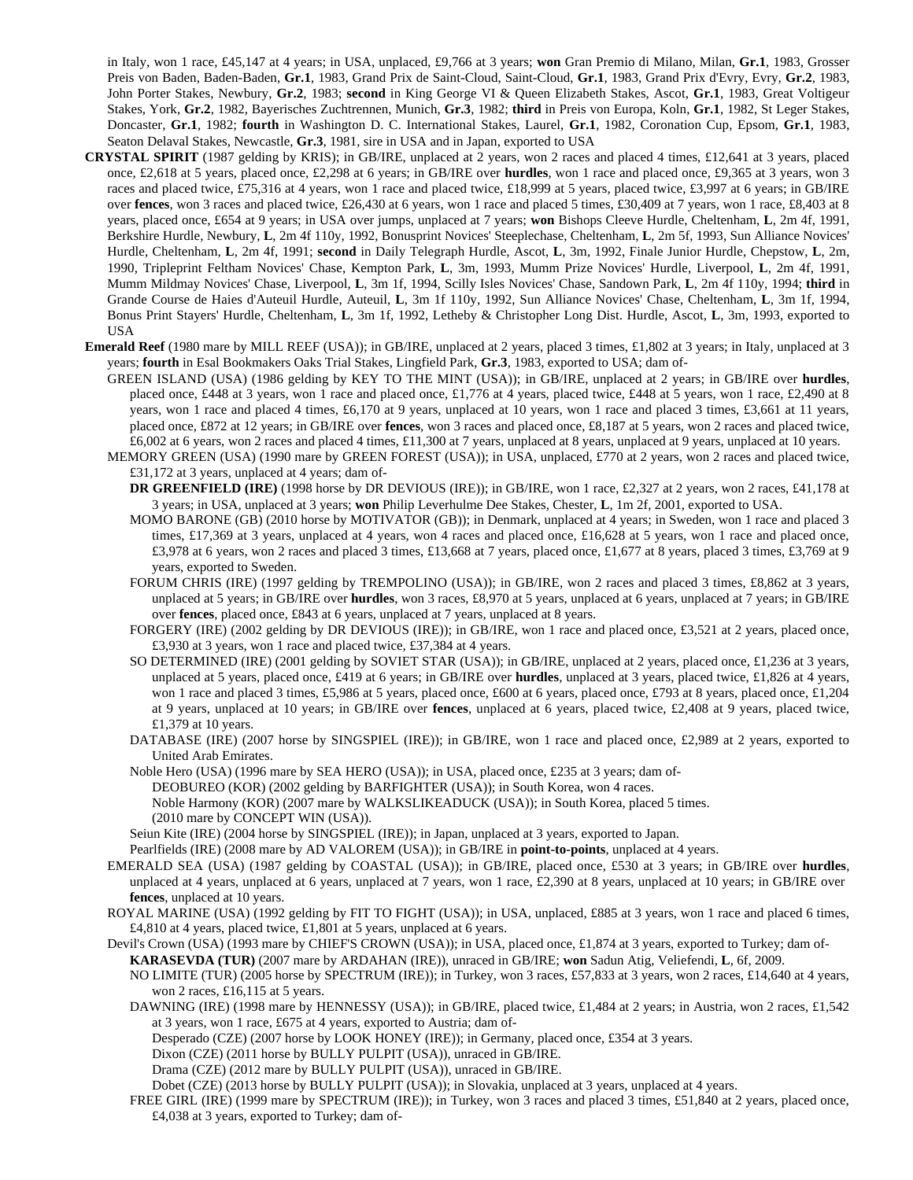in Italy, won 1 race, £45,147 at 4 years; in USA, unplaced, £9,766 at 3 years; **won** Gran Premio di Milano, Milan, **Gr.1**, 1983, Grosser Preis von Baden, Baden-Baden, **Gr.1**, 1983, Grand Prix de Saint-Cloud, Saint-Cloud, **Gr.1**, 1983, Grand Prix d'Evry, Evry, **Gr.2**, 1983, John Porter Stakes, Newbury, **Gr.2**, 1983; **second** in King George VI & Queen Elizabeth Stakes, Ascot, **Gr.1**, 1983, Great Voltigeur Stakes, York, **Gr.2**, 1982, Bayerisches Zuchtrennen, Munich, **Gr.3**, 1982; **third** in Preis von Europa, Koln, **Gr.1**, 1982, St Leger Stakes, Doncaster, **Gr.1**, 1982; **fourth** in Washington D. C. International Stakes, Laurel, **Gr.1**, 1982, Coronation Cup, Epsom, **Gr.1**, 1983, Seaton Delaval Stakes, Newcastle, **Gr.3**, 1981, sire in USA and in Japan, exported to USA

**CRYSTAL SPIRIT** (1987 gelding by KRIS); in GB/IRE, unplaced at 2 years, won 2 races and placed 4 times, £12,641 at 3 years, placed once, £2,618 at 5 years, placed once, £2,298 at 6 years; in GB/IRE over **hurdles**, won 1 race and placed once, £9,365 at 3 years, won 3 races and placed twice, £75,316 at 4 years, won 1 race and placed twice, £18,999 at 5 years, placed twice, £3,997 at 6 years; in GB/IRE over **fences**, won 3 races and placed twice, £26,430 at 6 years, won 1 race and placed 5 times, £30,409 at 7 years, won 1 race, £8,403 at 8 years, placed once, £654 at 9 years; in USA over jumps, unplaced at 7 years; **won** Bishops Cleeve Hurdle, Cheltenham, **L**, 2m 4f, 1991, Berkshire Hurdle, Newbury, **L**, 2m 4f 110y, 1992, Bonusprint Novices' Steeplechase, Cheltenham, **L**, 2m 5f, 1993, Sun Alliance Novices' Hurdle, Cheltenham, **L**, 2m 4f, 1991; **second** in Daily Telegraph Hurdle, Ascot, **L**, 3m, 1992, Finale Junior Hurdle, Chepstow, **L**, 2m, 1990, Tripleprint Feltham Novices' Chase, Kempton Park, **L**, 3m, 1993, Mumm Prize Novices' Hurdle, Liverpool, **L**, 2m 4f, 1991, Mumm Mildmay Novices' Chase, Liverpool, **L**, 3m 1f, 1994, Scilly Isles Novices' Chase, Sandown Park, **L**, 2m 4f 110y, 1994; **third** in Grande Course de Haies d'Auteuil Hurdle, Auteuil, **L**, 3m 1f 110y, 1992, Sun Alliance Novices' Chase, Cheltenham, **L**, 3m 1f, 1994, Bonus Print Stayers' Hurdle, Cheltenham, **L**, 3m 1f, 1992, Letheby & Christopher Long Dist. Hurdle, Ascot, **L**, 3m, 1993, exported to USA

**Emerald Reef** (1980 mare by MILL REEF (USA)); in GB/IRE, unplaced at 2 years, placed 3 times, £1,802 at 3 years; in Italy, unplaced at 3 years; **fourth** in Esal Bookmakers Oaks Trial Stakes, Lingfield Park, **Gr.3**, 1983, exported to USA; dam of-

GREEN ISLAND (USA) (1986 gelding by KEY TO THE MINT (USA)); in GB/IRE, unplaced at 2 years; in GB/IRE over **hurdles**, placed once, £448 at 3 years, won 1 race and placed once, £1,776 at 4 years, placed twice, £448 at 5 years, won 1 race, £2,490 at 8 years, won 1 race and placed 4 times, £6,170 at 9 years, unplaced at 10 years, won 1 race and placed 3 times, £3,661 at 11 years, placed once, £872 at 12 years; in GB/IRE over **fences**, won 3 races and placed once, £8,187 at 5 years, won 2 races and placed twice, £6,002 at 6 years, won 2 races and placed 4 times, £11,300 at 7 years, unplaced at 8 years, unplaced at 9 years, unplaced at 10 years.

MEMORY GREEN (USA) (1990 mare by GREEN FOREST (USA)); in USA, unplaced, £770 at 2 years, won 2 races and placed twice, £31,172 at 3 years, unplaced at 4 years; dam of-

**DR GREENFIELD (IRE)** (1998 horse by DR DEVIOUS (IRE)); in GB/IRE, won 1 race, £2,327 at 2 years, won 2 races, £41,178 at 3 years; in USA, unplaced at 3 years; **won** Philip Leverhulme Dee Stakes, Chester, **L**, 1m 2f, 2001, exported to USA.

MOMO BARONE (GB) (2010 horse by MOTIVATOR (GB)); in Denmark, unplaced at 4 years; in Sweden, won 1 race and placed 3 times, £17,369 at 3 years, unplaced at 4 years, won 4 races and placed once, £16,628 at 5 years, won 1 race and placed once, £3,978 at 6 years, won 2 races and placed 3 times, £13,668 at 7 years, placed once, £1,677 at 8 years, placed 3 times, £3,769 at 9 years, exported to Sweden.

FORUM CHRIS (IRE) (1997 gelding by TREMPOLINO (USA)); in GB/IRE, won 2 races and placed 3 times, £8,862 at 3 years, unplaced at 5 years; in GB/IRE over **hurdles**, won 3 races, £8,970 at 5 years, unplaced at 6 years, unplaced at 7 years; in GB/IRE over **fences**, placed once, £843 at 6 years, unplaced at 7 years, unplaced at 8 years.

FORGERY (IRE) (2002 gelding by DR DEVIOUS (IRE)); in GB/IRE, won 1 race and placed once, £3,521 at 2 years, placed once, £3,930 at 3 years, won 1 race and placed twice, £37,384 at 4 years.

SO DETERMINED (IRE) (2001 gelding by SOVIET STAR (USA)); in GB/IRE, unplaced at 2 years, placed once, £1,236 at 3 years, unplaced at 5 years, placed once, £419 at 6 years; in GB/IRE over **hurdles**, unplaced at 3 years, placed twice, £1,826 at 4 years, won 1 race and placed 3 times, £5,986 at 5 years, placed once, £600 at 6 years, placed once, £793 at 8 years, placed once, £1,204 at 9 years, unplaced at 10 years; in GB/IRE over **fences**, unplaced at 6 years, placed twice, £2,408 at 9 years, placed twice, £1,379 at 10 years.

DATABASE (IRE) (2007 horse by SINGSPIEL (IRE)); in GB/IRE, won 1 race and placed once, £2,989 at 2 years, exported to United Arab Emirates.

Noble Hero (USA) (1996 mare by SEA HERO (USA)); in USA, placed once, £235 at 3 years; dam of-

DEOBUREO (KOR) (2002 gelding by BARFIGHTER (USA)); in South Korea, won 4 races.

Noble Harmony (KOR) (2007 mare by WALKSLIKEADUCK (USA)); in South Korea, placed 5 times.

(2010 mare by CONCEPT WIN (USA)).

Seiun Kite (IRE) (2004 horse by SINGSPIEL (IRE)); in Japan, unplaced at 3 years, exported to Japan.

Pearlfields (IRE) (2008 mare by AD VALOREM (USA)); in GB/IRE in **point-to-points**, unplaced at 4 years.

EMERALD SEA (USA) (1987 gelding by COASTAL (USA)); in GB/IRE, placed once, £530 at 3 years; in GB/IRE over **hurdles**, unplaced at 4 years, unplaced at 6 years, unplaced at 7 years, won 1 race, £2,390 at 8 years, unplaced at 10 years; in GB/IRE over **fences**, unplaced at 10 years.

ROYAL MARINE (USA) (1992 gelding by FIT TO FIGHT (USA)); in USA, unplaced, £885 at 3 years, won 1 race and placed 6 times, £4,810 at 4 years, placed twice, £1,801 at 5 years, unplaced at 6 years.

Devil's Crown (USA) (1993 mare by CHIEF'S CROWN (USA)); in USA, placed once, £1,874 at 3 years, exported to Turkey; dam of-

**KARASEVDA (TUR)** (2007 mare by ARDAHAN (IRE)), unraced in GB/IRE; **won** Sadun Atig, Veliefendi, **L**, 6f, 2009.

NO LIMITE (TUR) (2005 horse by SPECTRUM (IRE)); in Turkey, won 3 races, £57,833 at 3 years, won 2 races, £14,640 at 4 years, won 2 races, £16,115 at 5 years.

DAWNING (IRE) (1998 mare by HENNESSY (USA)); in GB/IRE, placed twice, £1,484 at 2 years; in Austria, won 2 races, £1,542 at 3 years, won 1 race, £675 at 4 years, exported to Austria; dam of-

Desperado (CZE) (2007 horse by LOOK HONEY (IRE)); in Germany, placed once, £354 at 3 years.

Dixon (CZE) (2011 horse by BULLY PULPIT (USA)), unraced in GB/IRE.

Drama (CZE) (2012 mare by BULLY PULPIT (USA)), unraced in GB/IRE.

Dobet (CZE) (2013 horse by BULLY PULPIT (USA)); in Slovakia, unplaced at 3 years, unplaced at 4 years.

FREE GIRL (IRE) (1999 mare by SPECTRUM (IRE)); in Turkey, won 3 races and placed 3 times, £51,840 at 2 years, placed once, £4,038 at 3 years, exported to Turkey; dam of-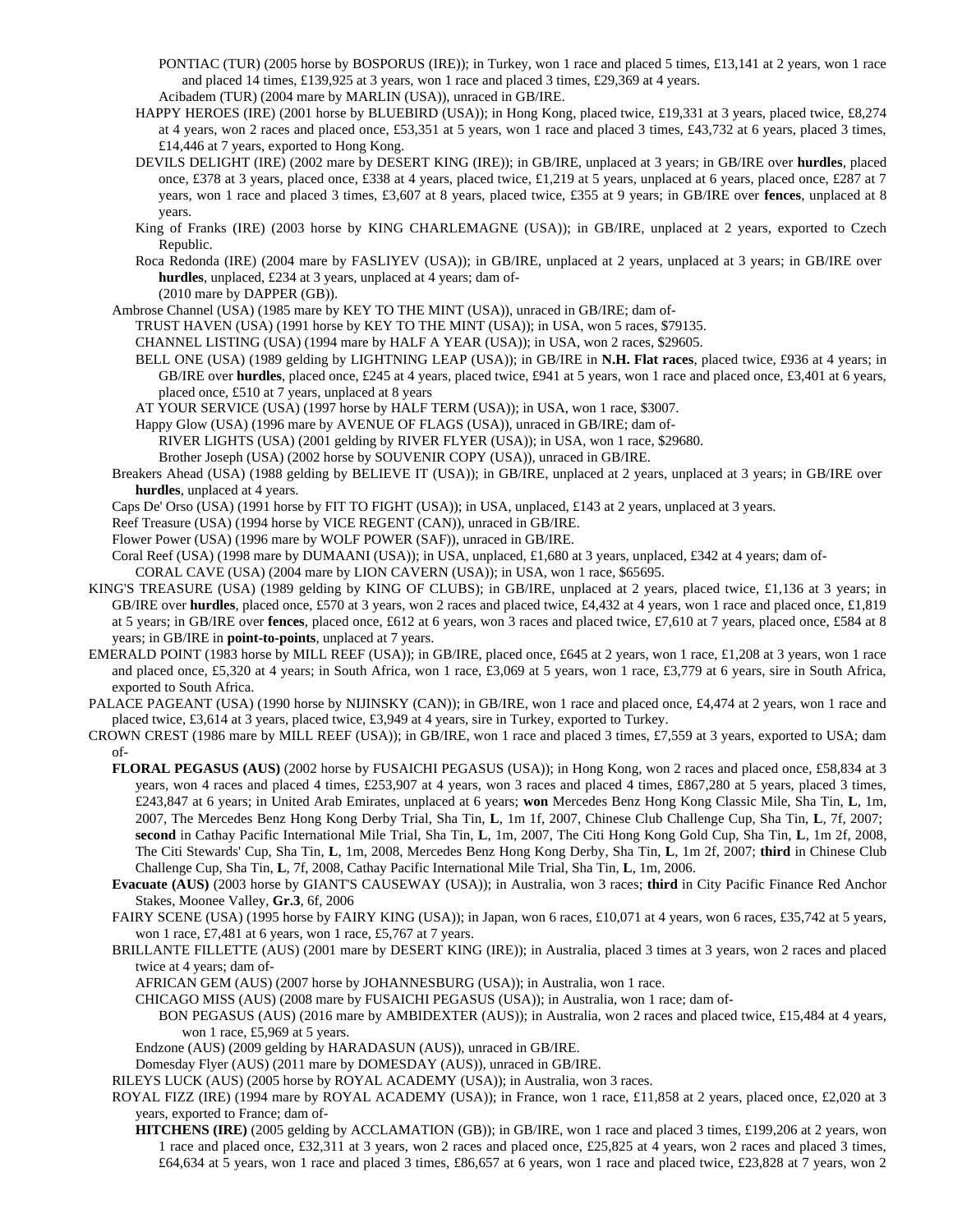PONTIAC (TUR) (2005 horse by BOSPORUS (IRE)); in Turkey, won 1 race and placed 5 times, £13,141 at 2 years, won 1 race and placed 14 times, £139,925 at 3 years, won 1 race and placed 3 times, £29,369 at 4 years.

Acibadem (TUR) (2004 mare by MARLIN (USA)), unraced in GB/IRE.

HAPPY HEROES (IRE) (2001 horse by BLUEBIRD (USA)); in Hong Kong, placed twice, £19,331 at 3 years, placed twice, £8,274 at 4 years, won 2 races and placed once, £53,351 at 5 years, won 1 race and placed 3 times, £43,732 at 6 years, placed 3 times, £14,446 at 7 years, exported to Hong Kong.

DEVILS DELIGHT (IRE) (2002 mare by DESERT KING (IRE)); in GB/IRE, unplaced at 3 years; in GB/IRE over **hurdles**, placed once, £378 at 3 years, placed once, £338 at 4 years, placed twice, £1,219 at 5 years, unplaced at 6 years, placed once, £287 at 7 years, won 1 race and placed 3 times, £3,607 at 8 years, placed twice, £355 at 9 years; in GB/IRE over **fences**, unplaced at 8 years.

King of Franks (IRE) (2003 horse by KING CHARLEMAGNE (USA)); in GB/IRE, unplaced at 2 years, exported to Czech Republic.

Roca Redonda (IRE) (2004 mare by FASLIYEV (USA)); in GB/IRE, unplaced at 2 years, unplaced at 3 years; in GB/IRE over **hurdles**, unplaced, £234 at 3 years, unplaced at 4 years; dam of-

(2010 mare by DAPPER (GB)).

Ambrose Channel (USA) (1985 mare by KEY TO THE MINT (USA)), unraced in GB/IRE; dam of-

TRUST HAVEN (USA) (1991 horse by KEY TO THE MINT (USA)); in USA, won 5 races, $79135.

CHANNEL LISTING (USA) (1994 mare by HALF A YEAR (USA)); in USA, won 2 races, $29605.

BELL ONE (USA) (1989 gelding by LIGHTNING LEAP (USA)); in GB/IRE in **N.H. Flat races**, placed twice, £936 at 4 years; in GB/IRE over **hurdles**, placed once, £245 at 4 years, placed twice, £941 at 5 years, won 1 race and placed once, £3,401 at 6 years, placed once, £510 at 7 years, unplaced at 8 years

AT YOUR SERVICE (USA) (1997 horse by HALF TERM (USA)); in USA, won 1 race, $3007.

Happy Glow (USA) (1996 mare by AVENUE OF FLAGS (USA)), unraced in GB/IRE; dam of-

RIVER LIGHTS (USA) (2001 gelding by RIVER FLYER (USA)); in USA, won 1 race, $29680.

Brother Joseph (USA) (2002 horse by SOUVENIR COPY (USA)), unraced in GB/IRE.

Breakers Ahead (USA) (1988 gelding by BELIEVE IT (USA)); in GB/IRE, unplaced at 2 years, unplaced at 3 years; in GB/IRE over **hurdles**, unplaced at 4 years.

Caps De' Orso (USA) (1991 horse by FIT TO FIGHT (USA)); in USA, unplaced, £143 at 2 years, unplaced at 3 years.

Reef Treasure (USA) (1994 horse by VICE REGENT (CAN)), unraced in GB/IRE.

Flower Power (USA) (1996 mare by WOLF POWER (SAF)), unraced in GB/IRE.

Coral Reef (USA) (1998 mare by DUMAANI (USA)); in USA, unplaced, £1,680 at 3 years, unplaced, £342 at 4 years; dam of-

CORAL CAVE (USA) (2004 mare by LION CAVERN (USA)); in USA, won 1 race, $65695.

KING'S TREASURE (USA) (1989 gelding by KING OF CLUBS); in GB/IRE, unplaced at 2 years, placed twice, £1,136 at 3 years; in GB/IRE over **hurdles**, placed once, £570 at 3 years, won 2 races and placed twice, £4,432 at 4 years, won 1 race and placed once, £1,819 at 5 years; in GB/IRE over **fences**, placed once, £612 at 6 years, won 3 races and placed twice, £7,610 at 7 years, placed once, £584 at 8 years; in GB/IRE in **point-to-points**, unplaced at 7 years.

EMERALD POINT (1983 horse by MILL REEF (USA)); in GB/IRE, placed once, £645 at 2 years, won 1 race, £1,208 at 3 years, won 1 race and placed once, £5,320 at 4 years; in South Africa, won 1 race, £3,069 at 5 years, won 1 race, £3,779 at 6 years, sire in South Africa, exported to South Africa.

PALACE PAGEANT (USA) (1990 horse by NIJINSKY (CAN)); in GB/IRE, won 1 race and placed once, £4,474 at 2 years, won 1 race and placed twice, £3,614 at 3 years, placed twice, £3,949 at 4 years, sire in Turkey, exported to Turkey.

CROWN CREST (1986 mare by MILL REEF (USA)); in GB/IRE, won 1 race and placed 3 times, £7,559 at 3 years, exported to USA; dam of-

**FLORAL PEGASUS (AUS)** (2002 horse by FUSAICHI PEGASUS (USA)); in Hong Kong, won 2 races and placed once, £58,834 at 3 years, won 4 races and placed 4 times, £253,907 at 4 years, won 3 races and placed 4 times, £867,280 at 5 years, placed 3 times, £243,847 at 6 years; in United Arab Emirates, unplaced at 6 years; **won** Mercedes Benz Hong Kong Classic Mile, Sha Tin, **L**, 1m, 2007, The Mercedes Benz Hong Kong Derby Trial, Sha Tin, **L**, 1m 1f, 2007, Chinese Club Challenge Cup, Sha Tin, **L**, 7f, 2007; **second** in Cathay Pacific International Mile Trial, Sha Tin, **L**, 1m, 2007, The Citi Hong Kong Gold Cup, Sha Tin, **L**, 1m 2f, 2008, The Citi Stewards' Cup, Sha Tin, **L**, 1m, 2008, Mercedes Benz Hong Kong Derby, Sha Tin, **L**, 1m 2f, 2007; **third** in Chinese Club Challenge Cup, Sha Tin, **L**, 7f, 2008, Cathay Pacific International Mile Trial, Sha Tin, **L**, 1m, 2006.

**Evacuate (AUS)** (2003 horse by GIANT'S CAUSEWAY (USA)); in Australia, won 3 races; **third** in City Pacific Finance Red Anchor Stakes, Moonee Valley, **Gr.3**, 6f, 2006

FAIRY SCENE (USA) (1995 horse by FAIRY KING (USA)); in Japan, won 6 races, £10,071 at 4 years, won 6 races, £35,742 at 5 years, won 1 race, £7,481 at 6 years, won 1 race, £5,767 at 7 years.

BRILLANTE FILLETTE (AUS) (2001 mare by DESERT KING (IRE)); in Australia, placed 3 times at 3 years, won 2 races and placed twice at 4 years; dam of-

AFRICAN GEM (AUS) (2007 horse by JOHANNESBURG (USA)); in Australia, won 1 race.

CHICAGO MISS (AUS) (2008 mare by FUSAICHI PEGASUS (USA)); in Australia, won 1 race; dam of-

BON PEGASUS (AUS) (2016 mare by AMBIDEXTER (AUS)); in Australia, won 2 races and placed twice, £15,484 at 4 years, won 1 race, £5,969 at 5 years.

Endzone (AUS) (2009 gelding by HARADASUN (AUS)), unraced in GB/IRE.

Domesday Flyer (AUS) (2011 mare by DOMESDAY (AUS)), unraced in GB/IRE.

RILEYS LUCK (AUS) (2005 horse by ROYAL ACADEMY (USA)); in Australia, won 3 races.

ROYAL FIZZ (IRE) (1994 mare by ROYAL ACADEMY (USA)); in France, won 1 race, £11,858 at 2 years, placed once, £2,020 at 3 years, exported to France; dam of-

**HITCHENS (IRE)** (2005 gelding by ACCLAMATION (GB)); in GB/IRE, won 1 race and placed 3 times, £199,206 at 2 years, won 1 race and placed once, £32,311 at 3 years, won 2 races and placed once, £25,825 at 4 years, won 2 races and placed 3 times, £64,634 at 5 years, won 1 race and placed 3 times, £86,657 at 6 years, won 1 race and placed twice, £23,828 at 7 years, won 2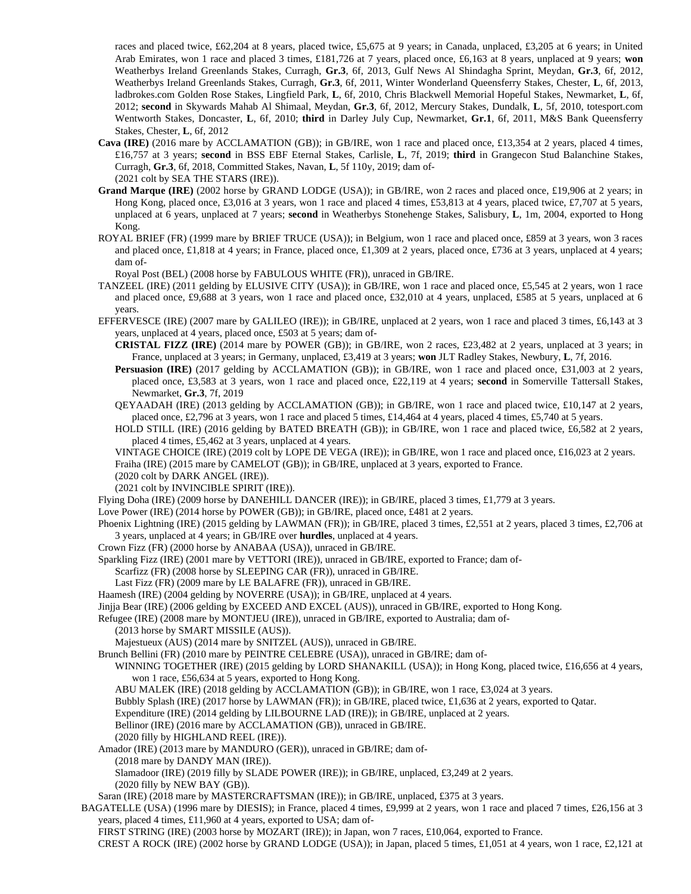races and placed twice, £62,204 at 8 years, placed twice, £5,675 at 9 years; in Canada, unplaced, £3,205 at 6 years; in United Arab Emirates, won 1 race and placed 3 times, £181,726 at 7 years, placed once, £6,163 at 8 years, unplaced at 9 years; **won** Weatherbys Ireland Greenlands Stakes, Curragh, **Gr.3**, 6f, 2013, Gulf News Al Shindagha Sprint, Meydan, **Gr.3**, 6f, 2012, Weatherbys Ireland Greenlands Stakes, Curragh, **Gr.3**, 6f, 2011, Winter Wonderland Queensferry Stakes, Chester, **L**, 6f, 2013, ladbrokes.com Golden Rose Stakes, Lingfield Park, **L**, 6f, 2010, Chris Blackwell Memorial Hopeful Stakes, Newmarket, **L**, 6f, 2012; **second** in Skywards Mahab Al Shimaal, Meydan, **Gr.3**, 6f, 2012, Mercury Stakes, Dundalk, **L**, 5f, 2010, totesport.com Wentworth Stakes, Doncaster, **L**, 6f, 2010; **third** in Darley July Cup, Newmarket, **Gr.1**, 6f, 2011, M&S Bank Queensferry Stakes, Chester, **L**, 6f, 2012

**Cava (IRE)** (2016 mare by ACCLAMATION (GB)); in GB/IRE, won 1 race and placed once, £13,354 at 2 years, placed 4 times, £16,757 at 3 years; **second** in BSS EBF Eternal Stakes, Carlisle, **L**, 7f, 2019; **third** in Grangecon Stud Balanchine Stakes, Curragh, **Gr.3**, 6f, 2018, Committed Stakes, Navan, **L**, 5f 110y, 2019; dam of-
(2021 colt by SEA THE STARS (IRE)).

**Grand Marque (IRE)** (2002 horse by GRAND LODGE (USA)); in GB/IRE, won 2 races and placed once, £19,906 at 2 years; in Hong Kong, placed once, £3,016 at 3 years, won 1 race and placed 4 times, £53,813 at 4 years, placed twice, £7,707 at 5 years, unplaced at 6 years, unplaced at 7 years; **second** in Weatherbys Stonehenge Stakes, Salisbury, **L**, 1m, 2004, exported to Hong Kong.

ROYAL BRIEF (FR) (1999 mare by BRIEF TRUCE (USA)); in Belgium, won 1 race and placed once, £859 at 3 years, won 3 races and placed once, £1,818 at 4 years; in France, placed once, £1,309 at 2 years, placed once, £736 at 3 years, unplaced at 4 years; dam of-
Royal Post (BEL) (2008 horse by FABULOUS WHITE (FR)), unraced in GB/IRE.

TANZEEL (IRE) (2011 gelding by ELUSIVE CITY (USA)); in GB/IRE, won 1 race and placed once, £5,545 at 2 years, won 1 race and placed once, £9,688 at 3 years, won 1 race and placed once, £32,010 at 4 years, unplaced, £585 at 5 years, unplaced at 6 years.

EFFERVESCE (IRE) (2007 mare by GALILEO (IRE)); in GB/IRE, unplaced at 2 years, won 1 race and placed 3 times, £6,143 at 3 years, unplaced at 4 years, placed once, £503 at 5 years; dam of-
**CRISTAL FIZZ (IRE)** (2014 mare by POWER (GB)); in GB/IRE, won 2 races, £23,482 at 2 years, unplaced at 3 years; in France, unplaced at 3 years; in Germany, unplaced, £3,419 at 3 years; **won** JLT Radley Stakes, Newbury, **L**, 7f, 2016.
**Persuasion (IRE)** (2017 gelding by ACCLAMATION (GB)); in GB/IRE, won 1 race and placed once, £31,003 at 2 years, placed once, £3,583 at 3 years, won 1 race and placed once, £22,119 at 4 years; **second** in Somerville Tattersall Stakes, Newmarket, **Gr.3**, 7f, 2019
QEYAADAH (IRE) (2013 gelding by ACCLAMATION (GB)); in GB/IRE, won 1 race and placed twice, £10,147 at 2 years, placed once, £2,796 at 3 years, won 1 race and placed 5 times, £14,464 at 4 years, placed 4 times, £5,740 at 5 years.
HOLD STILL (IRE) (2016 gelding by BATED BREATH (GB)); in GB/IRE, won 1 race and placed twice, £6,582 at 2 years, placed 4 times, £5,462 at 3 years, unplaced at 4 years.
VINTAGE CHOICE (IRE) (2019 colt by LOPE DE VEGA (IRE)); in GB/IRE, won 1 race and placed once, £16,023 at 2 years.
Fraiha (IRE) (2015 mare by CAMELOT (GB)); in GB/IRE, unplaced at 3 years, exported to France.
(2020 colt by DARK ANGEL (IRE)).
(2021 colt by INVINCIBLE SPIRIT (IRE)).

Flying Doha (IRE) (2009 horse by DANEHILL DANCER (IRE)); in GB/IRE, placed 3 times, £1,779 at 3 years.
Love Power (IRE) (2014 horse by POWER (GB)); in GB/IRE, placed once, £481 at 2 years.
Phoenix Lightning (IRE) (2015 gelding by LAWMAN (FR)); in GB/IRE, placed 3 times, £2,551 at 2 years, placed 3 times, £2,706 at 3 years, unplaced at 4 years; in GB/IRE over **hurdles**, unplaced at 4 years.
Crown Fizz (FR) (2000 horse by ANABAA (USA)), unraced in GB/IRE.
Sparkling Fizz (IRE) (2001 mare by VETTORI (IRE)), unraced in GB/IRE, exported to France; dam of-
Scarfizz (FR) (2008 horse by SLEEPING CAR (FR)), unraced in GB/IRE.
Last Fizz (FR) (2009 mare by LE BALAFRE (FR)), unraced in GB/IRE.
Haamesh (IRE) (2004 gelding by NOVERRE (USA)); in GB/IRE, unplaced at 4 years.
Jinjja Bear (IRE) (2006 gelding by EXCEED AND EXCEL (AUS)), unraced in GB/IRE, exported to Hong Kong.
Refugee (IRE) (2008 mare by MONTJEU (IRE)), unraced in GB/IRE, exported to Australia; dam of-
(2013 horse by SMART MISSILE (AUS)).
Majestueux (AUS) (2014 mare by SNITZEL (AUS)), unraced in GB/IRE.
Brunch Bellini (FR) (2010 mare by PEINTRE CELEBRE (USA)), unraced in GB/IRE; dam of-
WINNING TOGETHER (IRE) (2015 gelding by LORD SHANAKILL (USA)); in Hong Kong, placed twice, £16,656 at 4 years, won 1 race, £56,634 at 5 years, exported to Hong Kong.
ABU MALEK (IRE) (2018 gelding by ACCLAMATION (GB)); in GB/IRE, won 1 race, £3,024 at 3 years.
Bubbly Splash (IRE) (2017 horse by LAWMAN (FR)); in GB/IRE, placed twice, £1,636 at 2 years, exported to Qatar.
Expenditure (IRE) (2014 gelding by LILBOURNE LAD (IRE)); in GB/IRE, unplaced at 2 years.
Bellinor (IRE) (2016 mare by ACCLAMATION (GB)), unraced in GB/IRE.
(2020 filly by HIGHLAND REEL (IRE)).
Amador (IRE) (2013 mare by MANDURO (GER)), unraced in GB/IRE; dam of-
(2018 mare by DANDY MAN (IRE)).
Slamadoor (IRE) (2019 filly by SLADE POWER (IRE)); in GB/IRE, unplaced, £3,249 at 2 years.
(2020 filly by NEW BAY (GB)).
Saran (IRE) (2018 mare by MASTERCRAFTSMAN (IRE)); in GB/IRE, unplaced, £375 at 3 years.

BAGATELLE (USA) (1996 mare by DIESIS); in France, placed 4 times, £9,999 at 2 years, won 1 race and placed 7 times, £26,156 at 3 years, placed 4 times, £11,960 at 4 years, exported to USA; dam of-
FIRST STRING (IRE) (2003 horse by MOZART (IRE)); in Japan, won 7 races, £10,064, exported to France.
CREST A ROCK (IRE) (2002 horse by GRAND LODGE (USA)); in Japan, placed 5 times, £1,051 at 4 years, won 1 race, £2,121 at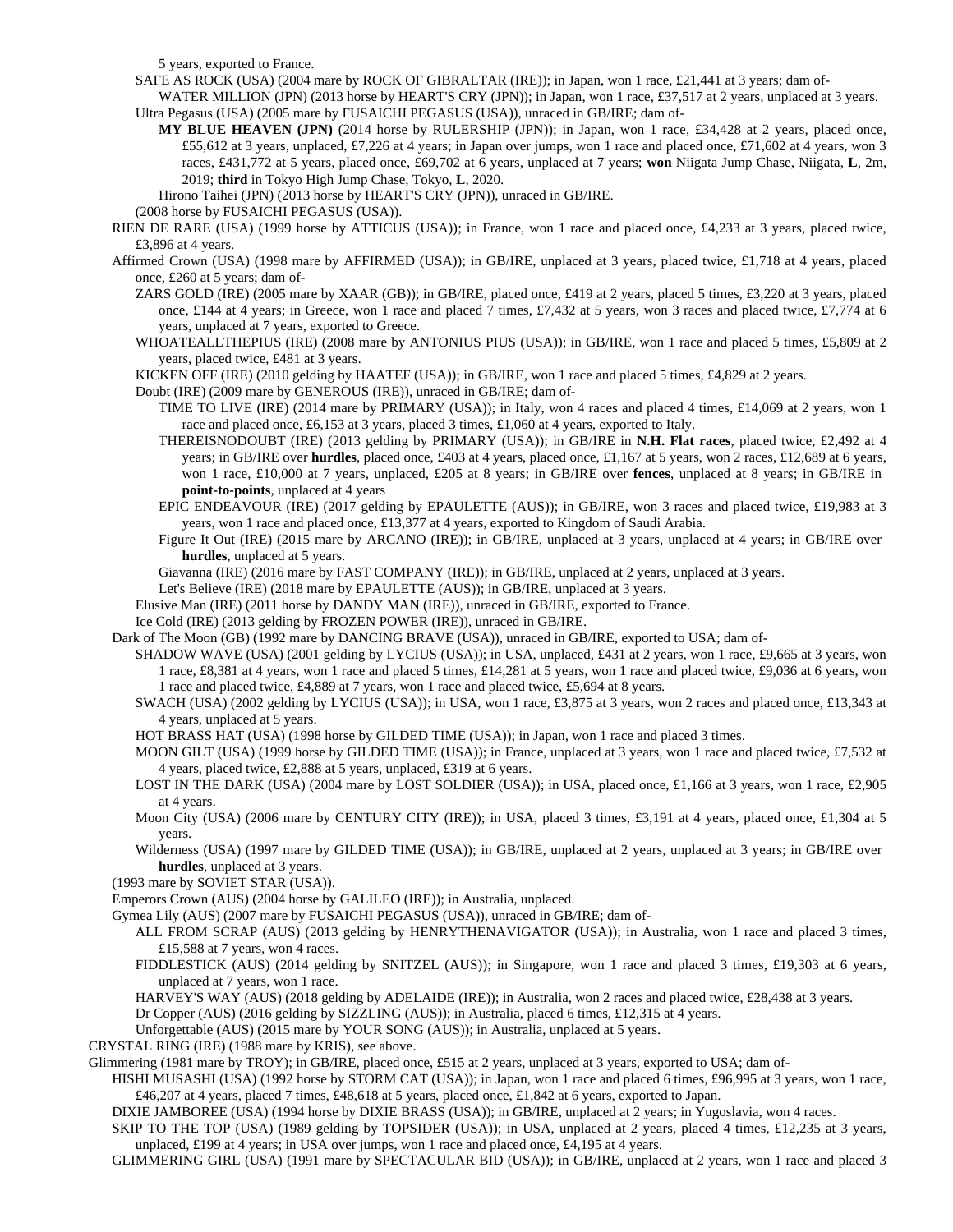5 years, exported to France.

SAFE AS ROCK (USA) (2004 mare by ROCK OF GIBRALTAR (IRE)); in Japan, won 1 race, £21,441 at 3 years; dam of-

WATER MILLION (JPN) (2013 horse by HEART'S CRY (JPN)); in Japan, won 1 race, £37,517 at 2 years, unplaced at 3 years.

Ultra Pegasus (USA) (2005 mare by FUSAICHI PEGASUS (USA)), unraced in GB/IRE; dam of-

**MY BLUE HEAVEN (JPN)** (2014 horse by RULERSHIP (JPN)); in Japan, won 1 race, £34,428 at 2 years, placed once, £55,612 at 3 years, unplaced, £7,226 at 4 years; in Japan over jumps, won 1 race and placed once, £71,602 at 4 years, won 3 races, £431,772 at 5 years, placed once, £69,702 at 6 years, unplaced at 7 years; **won** Niigata Jump Chase, Niigata, **L**, 2m, 2019; **third** in Tokyo High Jump Chase, Tokyo, **L**, 2020.

Hirono Taihei (JPN) (2013 horse by HEART'S CRY (JPN)), unraced in GB/IRE.

(2008 horse by FUSAICHI PEGASUS (USA)).

RIEN DE RARE (USA) (1999 horse by ATTICUS (USA)); in France, won 1 race and placed once, £4,233 at 3 years, placed twice, £3,896 at 4 years.

Affirmed Crown (USA) (1998 mare by AFFIRMED (USA)); in GB/IRE, unplaced at 3 years, placed twice, £1,718 at 4 years, placed once, £260 at 5 years; dam of-

ZARS GOLD (IRE) (2005 mare by XAAR (GB)); in GB/IRE, placed once, £419 at 2 years, placed 5 times, £3,220 at 3 years, placed once, £144 at 4 years; in Greece, won 1 race and placed 7 times, £7,432 at 5 years, won 3 races and placed twice, £7,774 at 6 years, unplaced at 7 years, exported to Greece.

WHOATEALLTHEPIUS (IRE) (2008 mare by ANTONIUS PIUS (USA)); in GB/IRE, won 1 race and placed 5 times, £5,809 at 2 years, placed twice, £481 at 3 years.

KICKEN OFF (IRE) (2010 gelding by HAATEF (USA)); in GB/IRE, won 1 race and placed 5 times, £4,829 at 2 years.

Doubt (IRE) (2009 mare by GENEROUS (IRE)), unraced in GB/IRE; dam of-

TIME TO LIVE (IRE) (2014 mare by PRIMARY (USA)); in Italy, won 4 races and placed 4 times, £14,069 at 2 years, won 1 race and placed once, £6,153 at 3 years, placed 3 times, £1,060 at 4 years, exported to Italy.

THEREISNODOUBT (IRE) (2013 gelding by PRIMARY (USA)); in GB/IRE in **N.H. Flat races**, placed twice, £2,492 at 4 years; in GB/IRE over **hurdles**, placed once, £403 at 4 years, placed once, £1,167 at 5 years, won 2 races, £12,689 at 6 years, won 1 race, £10,000 at 7 years, unplaced, £205 at 8 years; in GB/IRE over **fences**, unplaced at 8 years; in GB/IRE in **point-to-points**, unplaced at 4 years

EPIC ENDEAVOUR (IRE) (2017 gelding by EPAULETTE (AUS)); in GB/IRE, won 3 races and placed twice, £19,983 at 3 years, won 1 race and placed once, £13,377 at 4 years, exported to Kingdom of Saudi Arabia.

Figure It Out (IRE) (2015 mare by ARCANO (IRE)); in GB/IRE, unplaced at 3 years, unplaced at 4 years; in GB/IRE over **hurdles**, unplaced at 5 years.

Giavanna (IRE) (2016 mare by FAST COMPANY (IRE)); in GB/IRE, unplaced at 2 years, unplaced at 3 years.

Let's Believe (IRE) (2018 mare by EPAULETTE (AUS)); in GB/IRE, unplaced at 3 years.

Elusive Man (IRE) (2011 horse by DANDY MAN (IRE)), unraced in GB/IRE, exported to France.

Ice Cold (IRE) (2013 gelding by FROZEN POWER (IRE)), unraced in GB/IRE.

Dark of The Moon (GB) (1992 mare by DANCING BRAVE (USA)), unraced in GB/IRE, exported to USA; dam of-

SHADOW WAVE (USA) (2001 gelding by LYCIUS (USA)); in USA, unplaced, £431 at 2 years, won 1 race, £9,665 at 3 years, won 1 race, £8,381 at 4 years, won 1 race and placed 5 times, £14,281 at 5 years, won 1 race and placed twice, £9,036 at 6 years, won 1 race and placed twice, £4,889 at 7 years, won 1 race and placed twice, £5,694 at 8 years.

SWACH (USA) (2002 gelding by LYCIUS (USA)); in USA, won 1 race, £3,875 at 3 years, won 2 races and placed once, £13,343 at 4 years, unplaced at 5 years.

HOT BRASS HAT (USA) (1998 horse by GILDED TIME (USA)); in Japan, won 1 race and placed 3 times.

MOON GILT (USA) (1999 horse by GILDED TIME (USA)); in France, unplaced at 3 years, won 1 race and placed twice, £7,532 at 4 years, placed twice, £2,888 at 5 years, unplaced, £319 at 6 years.

LOST IN THE DARK (USA) (2004 mare by LOST SOLDIER (USA)); in USA, placed once, £1,166 at 3 years, won 1 race, £2,905 at 4 years.

Moon City (USA) (2006 mare by CENTURY CITY (IRE)); in USA, placed 3 times, £3,191 at 4 years, placed once, £1,304 at 5 years.

Wilderness (USA) (1997 mare by GILDED TIME (USA)); in GB/IRE, unplaced at 2 years, unplaced at 3 years; in GB/IRE over **hurdles**, unplaced at 3 years.

(1993 mare by SOVIET STAR (USA)).

Emperors Crown (AUS) (2004 horse by GALILEO (IRE)); in Australia, unplaced.

Gymea Lily (AUS) (2007 mare by FUSAICHI PEGASUS (USA)), unraced in GB/IRE; dam of-

ALL FROM SCRAP (AUS) (2013 gelding by HENRYTHENAVIGATOR (USA)); in Australia, won 1 race and placed 3 times, £15,588 at 7 years, won 4 races.

FIDDLESTICK (AUS) (2014 gelding by SNITZEL (AUS)); in Singapore, won 1 race and placed 3 times, £19,303 at 6 years, unplaced at 7 years, won 1 race.

HARVEY'S WAY (AUS) (2018 gelding by ADELAIDE (IRE)); in Australia, won 2 races and placed twice, £28,438 at 3 years.

Dr Copper (AUS) (2016 gelding by SIZZLING (AUS)); in Australia, placed 6 times, £12,315 at 4 years.

Unforgettable (AUS) (2015 mare by YOUR SONG (AUS)); in Australia, unplaced at 5 years.

CRYSTAL RING (IRE) (1988 mare by KRIS), see above.

Glimmering (1981 mare by TROY); in GB/IRE, placed once, £515 at 2 years, unplaced at 3 years, exported to USA; dam of-

HISHI MUSASHI (USA) (1992 horse by STORM CAT (USA)); in Japan, won 1 race and placed 6 times, £96,995 at 3 years, won 1 race, £46,207 at 4 years, placed 7 times, £48,618 at 5 years, placed once, £1,842 at 6 years, exported to Japan.

DIXIE JAMBOREE (USA) (1994 horse by DIXIE BRASS (USA)); in GB/IRE, unplaced at 2 years; in Yugoslavia, won 4 races.

SKIP TO THE TOP (USA) (1989 gelding by TOPSIDER (USA)); in USA, unplaced at 2 years, placed 4 times, £12,235 at 3 years, unplaced, £199 at 4 years; in USA over jumps, won 1 race and placed once, £4,195 at 4 years.

GLIMMERING GIRL (USA) (1991 mare by SPECTACULAR BID (USA)); in GB/IRE, unplaced at 2 years, won 1 race and placed 3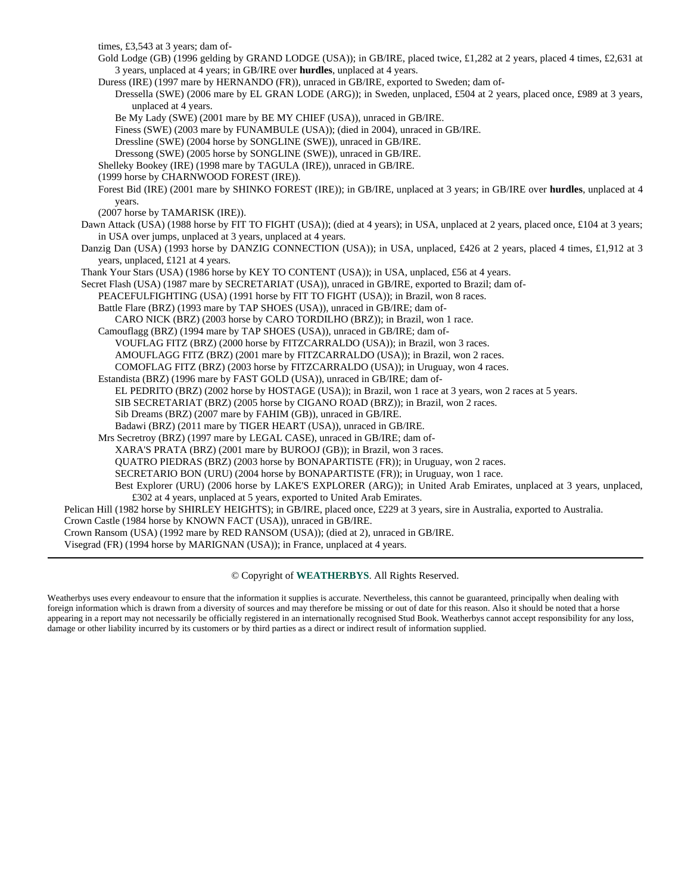times, £3,543 at 3 years; dam of-

Gold Lodge (GB) (1996 gelding by GRAND LODGE (USA)); in GB/IRE, placed twice, £1,282 at 2 years, placed 4 times, £2,631 at 3 years, unplaced at 4 years; in GB/IRE over **hurdles**, unplaced at 4 years.

Duress (IRE) (1997 mare by HERNANDO (FR)), unraced in GB/IRE, exported to Sweden; dam of-

Dressella (SWE) (2006 mare by EL GRAN LODE (ARG)); in Sweden, unplaced, £504 at 2 years, placed once, £989 at 3 years, unplaced at 4 years.

Be My Lady (SWE) (2001 mare by BE MY CHIEF (USA)), unraced in GB/IRE.

Finess (SWE) (2003 mare by FUNAMBULE (USA)); (died in 2004), unraced in GB/IRE.

Dressline (SWE) (2004 horse by SONGLINE (SWE)), unraced in GB/IRE.

Dressong (SWE) (2005 horse by SONGLINE (SWE)), unraced in GB/IRE.

Shelleky Bookey (IRE) (1998 mare by TAGULA (IRE)), unraced in GB/IRE.

(1999 horse by CHARNWOOD FOREST (IRE)).

Forest Bid (IRE) (2001 mare by SHINKO FOREST (IRE)); in GB/IRE, unplaced at 3 years; in GB/IRE over **hurdles**, unplaced at 4 years.

(2007 horse by TAMARISK (IRE)).

Dawn Attack (USA) (1988 horse by FIT TO FIGHT (USA)); (died at 4 years); in USA, unplaced at 2 years, placed once, £104 at 3 years; in USA over jumps, unplaced at 3 years, unplaced at 4 years.

Danzig Dan (USA) (1993 horse by DANZIG CONNECTION (USA)); in USA, unplaced, £426 at 2 years, placed 4 times, £1,912 at 3 years, unplaced, £121 at 4 years.

Thank Your Stars (USA) (1986 horse by KEY TO CONTENT (USA)); in USA, unplaced, £56 at 4 years.

Secret Flash (USA) (1987 mare by SECRETARIAT (USA)), unraced in GB/IRE, exported to Brazil; dam of-

PEACEFULFIGHTING (USA) (1991 horse by FIT TO FIGHT (USA)); in Brazil, won 8 races.

Battle Flare (BRZ) (1993 mare by TAP SHOES (USA)), unraced in GB/IRE; dam of-

CARO NICK (BRZ) (2003 horse by CARO TORDILHO (BRZ)); in Brazil, won 1 race.

Camouflagg (BRZ) (1994 mare by TAP SHOES (USA)), unraced in GB/IRE; dam of-

VOUFLAG FITZ (BRZ) (2000 horse by FITZCARRALDO (USA)); in Brazil, won 3 races.

AMOUFLAGG FITZ (BRZ) (2001 mare by FITZCARRALDO (USA)); in Brazil, won 2 races.

COMOFLAG FITZ (BRZ) (2003 horse by FITZCARRALDO (USA)); in Uruguay, won 4 races.

Estandista (BRZ) (1996 mare by FAST GOLD (USA)), unraced in GB/IRE; dam of-

EL PEDRITO (BRZ) (2002 horse by HOSTAGE (USA)); in Brazil, won 1 race at 3 years, won 2 races at 5 years.

SIB SECRETARIAT (BRZ) (2005 horse by CIGANO ROAD (BRZ)); in Brazil, won 2 races.

Sib Dreams (BRZ) (2007 mare by FAHIM (GB)), unraced in GB/IRE.

Badawi (BRZ) (2011 mare by TIGER HEART (USA)), unraced in GB/IRE.

Mrs Secretroy (BRZ) (1997 mare by LEGAL CASE), unraced in GB/IRE; dam of-

XARA'S PRATA (BRZ) (2001 mare by BUROOJ (GB)); in Brazil, won 3 races.

QUATRO PIEDRAS (BRZ) (2003 horse by BONAPARTISTE (FR)); in Uruguay, won 2 races.

SECRETARIO BON (URU) (2004 horse by BONAPARTISTE (FR)); in Uruguay, won 1 race.

Best Explorer (URU) (2006 horse by LAKE'S EXPLORER (ARG)); in United Arab Emirates, unplaced at 3 years, unplaced, £302 at 4 years, unplaced at 5 years, exported to United Arab Emirates.

Pelican Hill (1982 horse by SHIRLEY HEIGHTS); in GB/IRE, placed once, £229 at 3 years, sire in Australia, exported to Australia.

Crown Castle (1984 horse by KNOWN FACT (USA)), unraced in GB/IRE.

Crown Ransom (USA) (1992 mare by RED RANSOM (USA)); (died at 2), unraced in GB/IRE.

Visegrad (FR) (1994 horse by MARIGNAN (USA)); in France, unplaced at 4 years.

---

© Copyright of **WEATHERBYS**. All Rights Reserved.

Weatherbys uses every endeavour to ensure that the information it supplies is accurate. Nevertheless, this cannot be guaranteed, principally when dealing with foreign information which is drawn from a diversity of sources and may therefore be missing or out of date for this reason. Also it should be noted that a horse appearing in a report may not necessarily be officially registered in an internationally recognised Stud Book. Weatherbys cannot accept responsibility for any loss, damage or other liability incurred by its customers or by third parties as a direct or indirect result of information supplied.